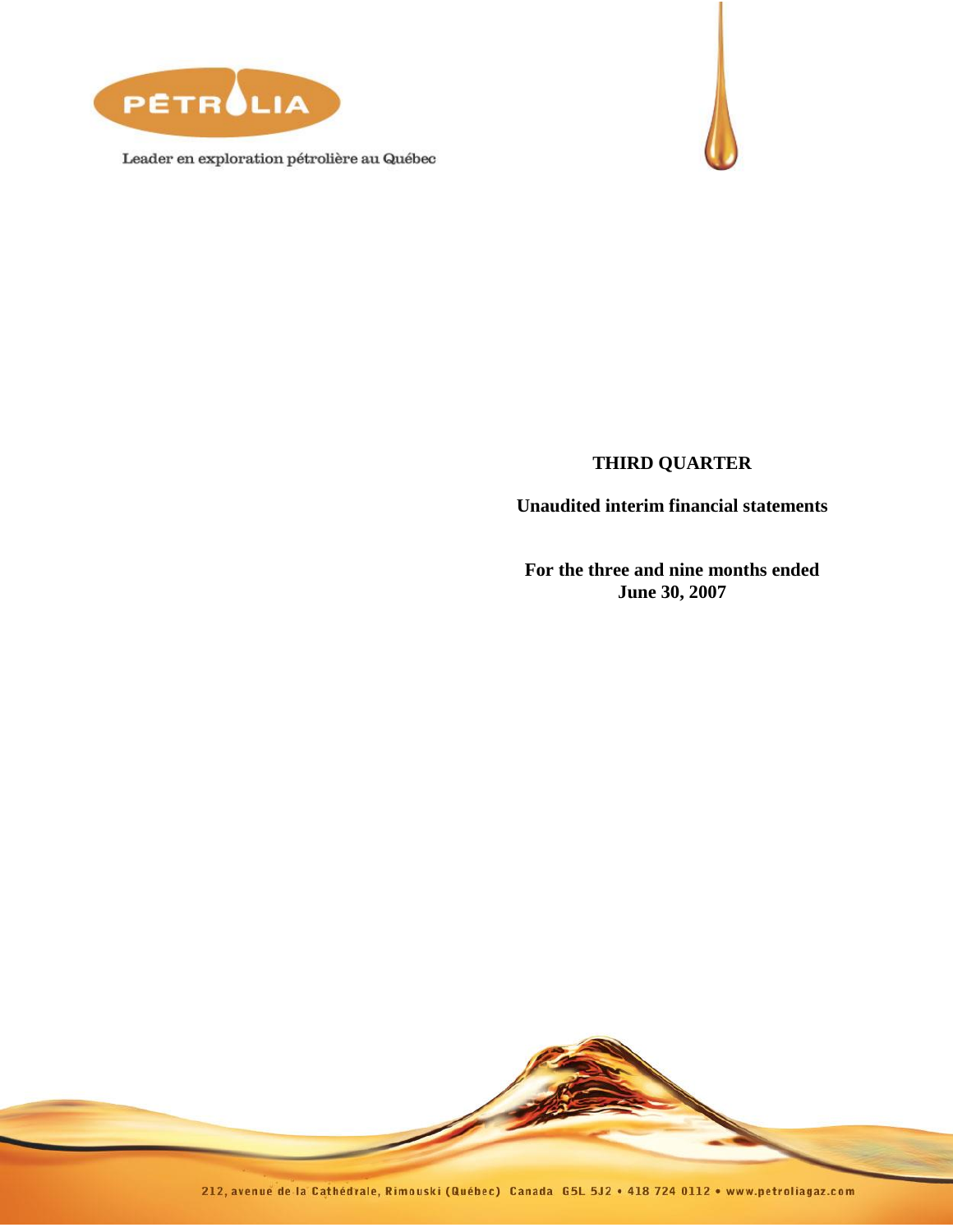PÉTROLIA

Leader en exploration pétrolière au Québec

**THIRD QUARTER**

**Unaudited interim financial statements**

**For the three and nine months ended June 30, 2007**

212, avenue de la Cathédrale, Rimouski (Québec) Canada G5L 5J2 • 418 724 0112 • www.petroliagaz.com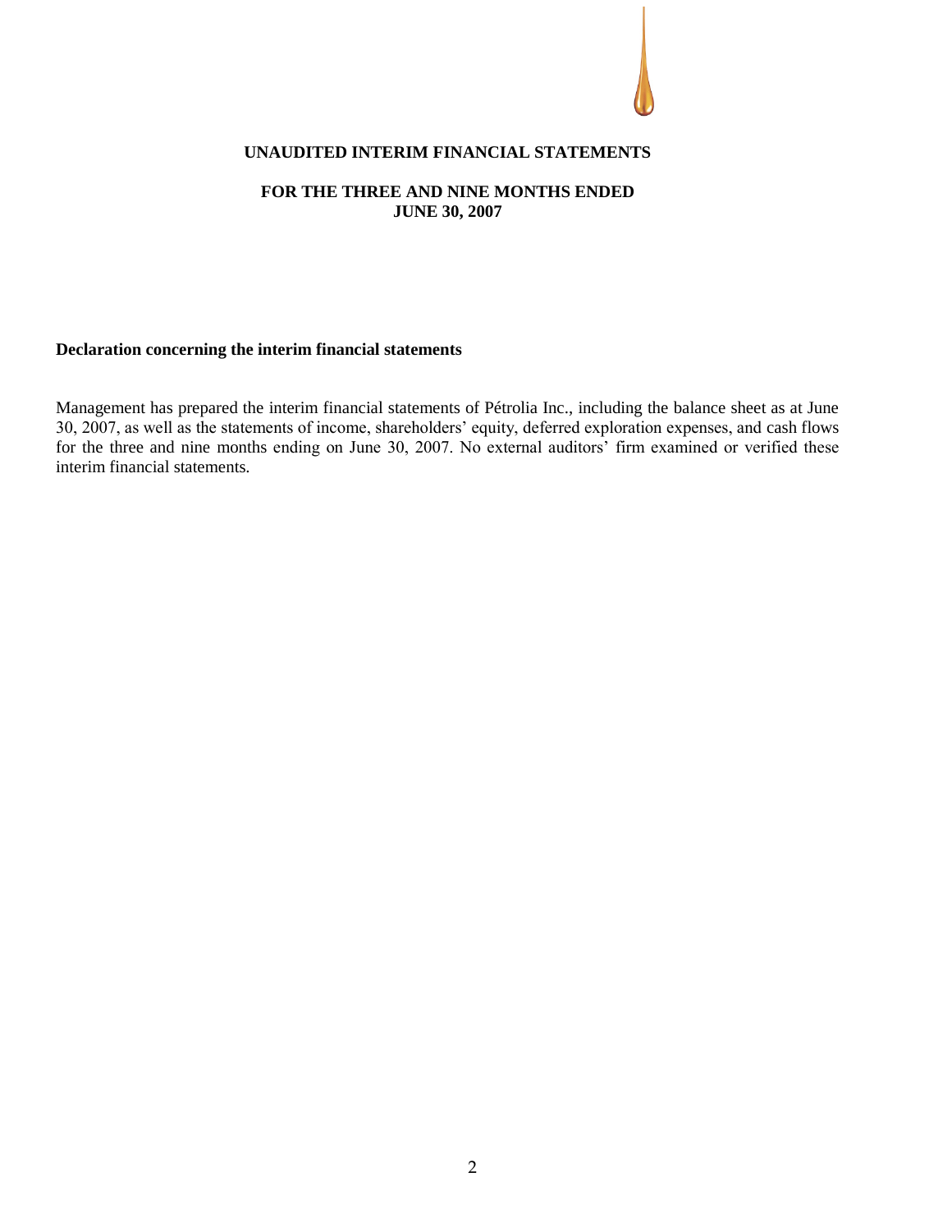# UNAUDITED INTERIM FINANCIAL STATEMENTS

## FOR THE THREE AND NINE MONTHS ENDED JUNE 30, 2007

**Declaration concerning the interim financial statements**

Management has prepared the interim financial statements of Pétrolia Inc., including the balance sheet as at June 30, 2007, as well as the statements of income, shareholders' equity, deferred exploration expenses, and cash flows for the three and nine months ending on June 30, 2007. No external auditors' firm examined or verified these interim financial statements.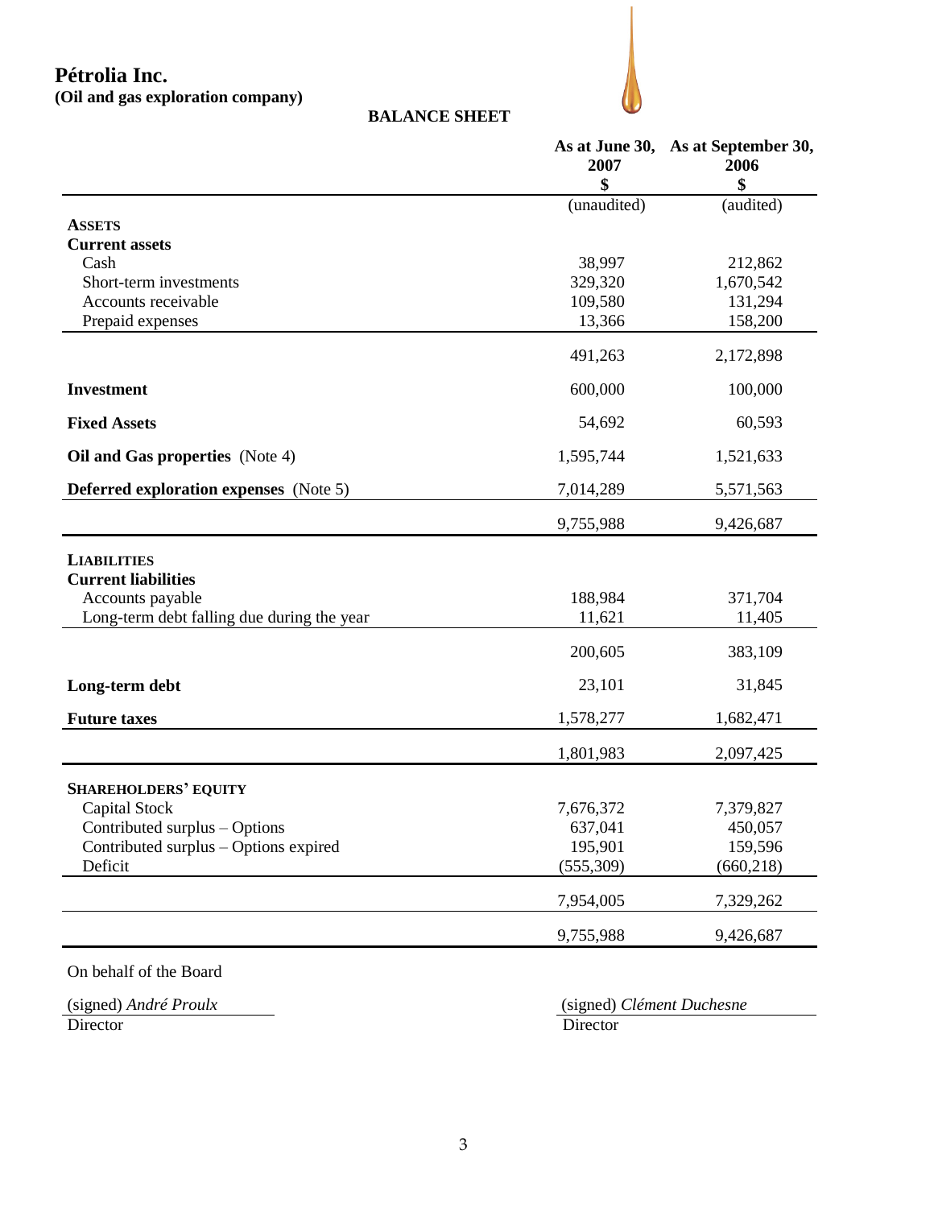# Pétrolia Inc.

**(Oil and gas exploration company)**

## BALANCE SHEET

| | As at June 30, 2007 $ | As at September 30, 2006 $ |
|---|---|---|
| | (unaudited) | (audited) |
| **ASSETS** | | |
| **Current assets** | | |
| Cash | 38,997 | 212,862 |
| Short-term investments | 329,320 | 1,670,542 |
| Accounts receivable | 109,580 | 131,294 |
| Prepaid expenses | 13,366 | 158,200 |
| | 491,263 | 2,172,898 |
| **Investment** | 600,000 | 100,000 |
| **Fixed Assets** | 54,692 | 60,593 |
| **Oil and Gas properties** (Note 4) | 1,595,744 | 1,521,633 |
| **Deferred exploration expenses** (Note 5) | 7,014,289 | 5,571,563 |
| | 9,755,988 | 9,426,687 |
| **LIABILITIES** | | |
| **Current liabilities** | | |
| Accounts payable | 188,984 | 371,704 |
| Long-term debt falling due during the year | 11,621 | 11,405 |
| | 200,605 | 383,109 |
| **Long-term debt** | 23,101 | 31,845 |
| **Future taxes** | 1,578,277 | 1,682,471 |
| | 1,801,983 | 2,097,425 |
| **SHAREHOLDERS' EQUITY** | | |
| Capital Stock | 7,676,372 | 7,379,827 |
| Contributed surplus – Options | 637,041 | 450,057 |
| Contributed surplus – Options expired | 195,901 | 159,596 |
| Deficit | (555,309) | (660,218) |
| | 7,954,005 | 7,329,262 |
| | 9,755,988 | 9,426,687 |

On behalf of the Board

(signed) *André Proulx*
Director

(signed) *Clément Duchesne*
Director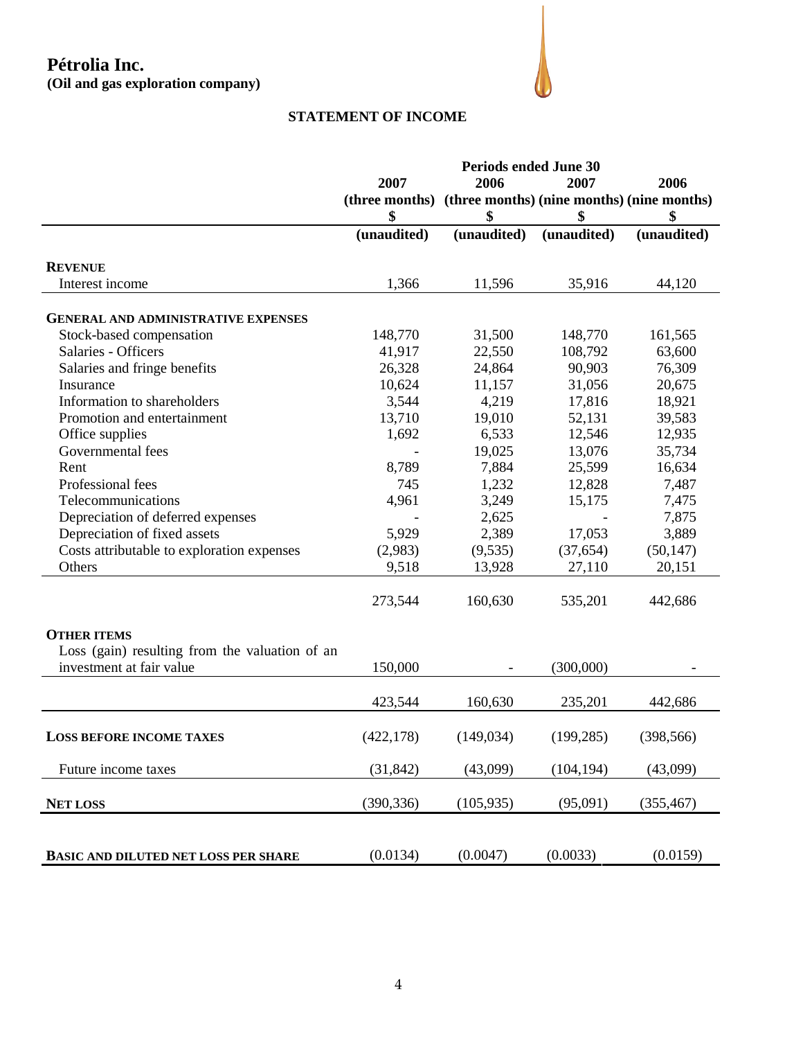# Pétrolia Inc.

**(Oil and gas exploration company)**

## STATEMENT OF INCOME

| | Periods ended June 30 | | | |
|---|---|---|---|---|
| | 2007 (three months) | 2006 (three months) | 2007 (nine months) | 2006 (nine months) |
| | $ | $ | $ | $ |
| | (unaudited) | (unaudited) | (unaudited) | (unaudited) |
| **REVENUE** | | | | |
| Interest income | 1,366 | 11,596 | 35,916 | 44,120 |
| **GENERAL AND ADMINISTRATIVE EXPENSES** | | | | |
| Stock-based compensation | 148,770 | 31,500 | 148,770 | 161,565 |
| Salaries - Officers | 41,917 | 22,550 | 108,792 | 63,600 |
| Salaries and fringe benefits | 26,328 | 24,864 | 90,903 | 76,309 |
| Insurance | 10,624 | 11,157 | 31,056 | 20,675 |
| Information to shareholders | 3,544 | 4,219 | 17,816 | 18,921 |
| Promotion and entertainment | 13,710 | 19,010 | 52,131 | 39,583 |
| Office supplies | 1,692 | 6,533 | 12,546 | 12,935 |
| Governmental fees | - | 19,025 | 13,076 | 35,734 |
| Rent | 8,789 | 7,884 | 25,599 | 16,634 |
| Professional fees | 745 | 1,232 | 12,828 | 7,487 |
| Telecommunications | 4,961 | 3,249 | 15,175 | 7,475 |
| Depreciation of deferred expenses | - | 2,625 | - | 7,875 |
| Depreciation of fixed assets | 5,929 | 2,389 | 17,053 | 3,889 |
| Costs attributable to exploration expenses | (2,983) | (9,535) | (37,654) | (50,147) |
| Others | 9,518 | 13,928 | 27,110 | 20,151 |
| | 273,544 | 160,630 | 535,201 | 442,686 |
| **OTHER ITEMS** | | | | |
| Loss (gain) resulting from the valuation of an investment at fair value | 150,000 | - | (300,000) | - |
| | 423,544 | 160,630 | 235,201 | 442,686 |
| **LOSS BEFORE INCOME TAXES** | (422,178) | (149,034) | (199,285) | (398,566) |
| Future income taxes | (31,842) | (43,099) | (104,194) | (43,099) |
| **NET LOSS** | (390,336) | (105,935) | (95,091) | (355,467) |
| **BASIC AND DILUTED NET LOSS PER SHARE** | (0.0134) | (0.0047) | (0.0033) | (0.0159) |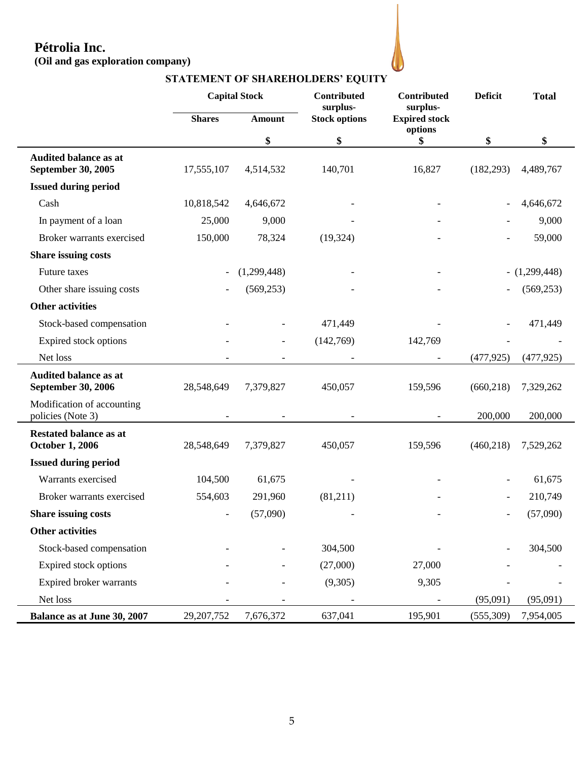# Pétrolia Inc.

**(Oil and gas exploration company)**

## STATEMENT OF SHAREHOLDERS' EQUITY

| | Capital Stock | | Contributed surplus- | Contributed surplus- | Deficit | Total |
|---|---|---|---|---|---|---|
| | Shares | Amount | Stock options | Expired stock options | | |
| | | $ | $ | $ | $ | $ |
| **Audited balance as at September 30, 2005** | 17,555,107 | 4,514,532 | 140,701 | 16,827 | (182,293) | 4,489,767 |
| **Issued during period** | | | | | | |
| Cash | 10,818,542 | 4,646,672 | - | - | - | 4,646,672 |
| In payment of a loan | 25,000 | 9,000 | - | - | - | 9,000 |
| Broker warrants exercised | 150,000 | 78,324 | (19,324) | - | - | 59,000 |
| **Share issuing costs** | | | | | | |
| Future taxes | - | (1,299,448) | - | - | - | (1,299,448) |
| Other share issuing costs | - | (569,253) | - | - | - | (569,253) |
| **Other activities** | | | | | | |
| Stock-based compensation | - | - | 471,449 | - | - | 471,449 |
| Expired stock options | - | - | (142,769) | 142,769 | - | - |
| Net loss | - | - | - | - | (477,925) | (477,925) |
| **Audited balance as at September 30, 2006** | 28,548,649 | 7,379,827 | 450,057 | 159,596 | (660,218) | 7,329,262 |
| Modification of accounting policies (Note 3) | - | - | - | - | 200,000 | 200,000 |
| **Restated balance as at October 1, 2006** | 28,548,649 | 7,379,827 | 450,057 | 159,596 | (460,218) | 7,529,262 |
| **Issued during period** | | | | | | |
| Warrants exercised | 104,500 | 61,675 | - | - | - | 61,675 |
| Broker warrants exercised | 554,603 | 291,960 | (81,211) | - | - | 210,749 |
| **Share issuing costs** | - | (57,090) | - | - | - | (57,090) |
| **Other activities** | | | | | | |
| Stock-based compensation | - | - | 304,500 | - | - | 304,500 |
| Expired stock options | - | - | (27,000) | 27,000 | - | - |
| Expired broker warrants | - | - | (9,305) | 9,305 | - | - |
| Net loss | - | - | - | - | (95,091) | (95,091) |
| **Balance as at June 30, 2007** | 29,207,752 | 7,676,372 | 637,041 | 195,901 | (555,309) | 7,954,005 |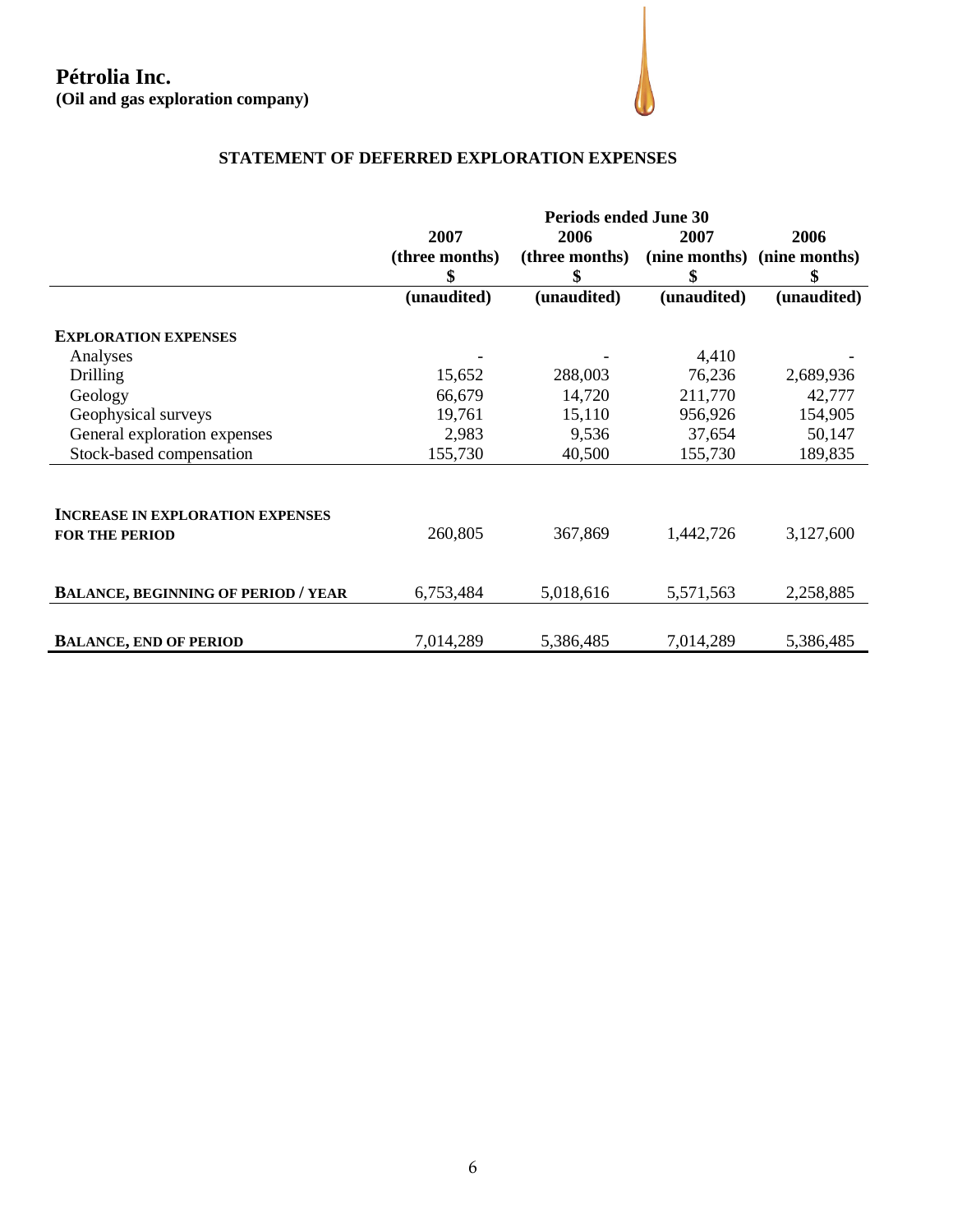**Pétrolia Inc.**
**(Oil and gas exploration company)**

## STATEMENT OF DEFERRED EXPLORATION EXPENSES

| | Periods ended June 30 | | | |
|---|---|---|---|---|
| | 2007 (three months) \$ | 2006 (three months) \$ | 2007 (nine months) \$ | 2006 (nine months) \$ |
| | (unaudited) | (unaudited) | (unaudited) | (unaudited) |
| **EXPLORATION EXPENSES** | | | | |
| Analyses | - | - | 4,410 | - |
| Drilling | 15,652 | 288,003 | 76,236 | 2,689,936 |
| Geology | 66,679 | 14,720 | 211,770 | 42,777 |
| Geophysical surveys | 19,761 | 15,110 | 956,926 | 154,905 |
| General exploration expenses | 2,983 | 9,536 | 37,654 | 50,147 |
| Stock-based compensation | 155,730 | 40,500 | 155,730 | 189,835 |
| **INCREASE IN EXPLORATION EXPENSES FOR THE PERIOD** | 260,805 | 367,869 | 1,442,726 | 3,127,600 |
| **BALANCE, BEGINNING OF PERIOD / YEAR** | 6,753,484 | 5,018,616 | 5,571,563 | 2,258,885 |
| **BALANCE, END OF PERIOD** | 7,014,289 | 5,386,485 | 7,014,289 | 5,386,485 |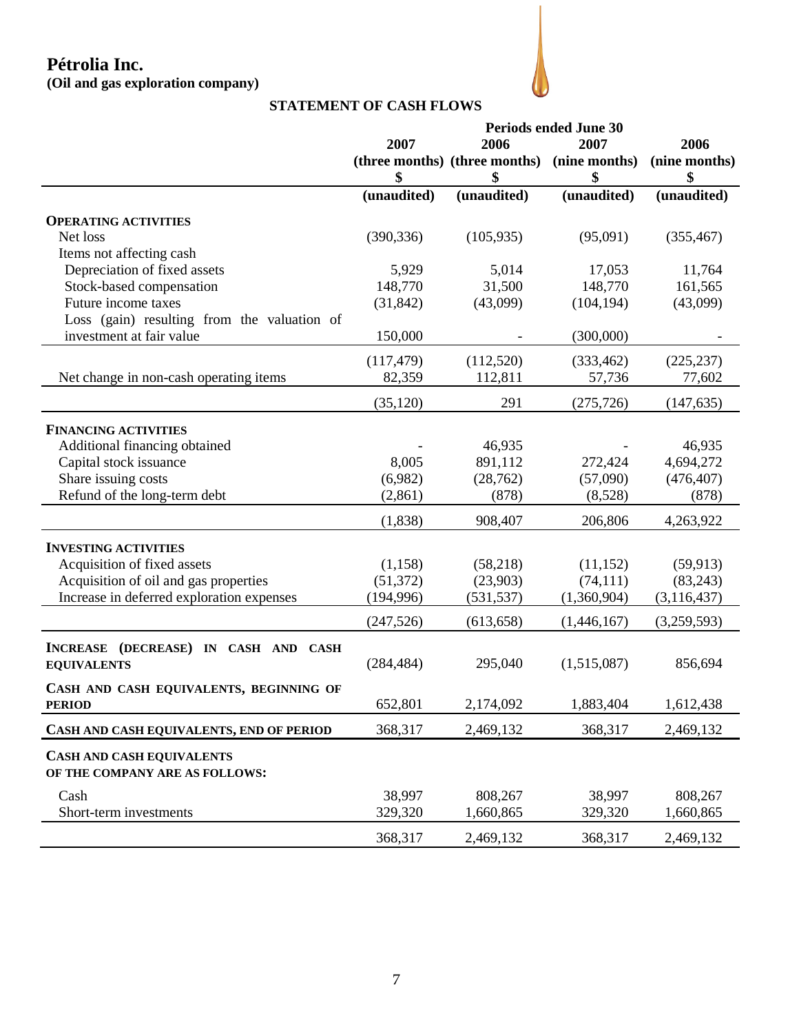# Pétrolia Inc.

**(Oil and gas exploration company)**

## STATEMENT OF CASH FLOWS

| | Periods ended June 30 | | | |
|---|---|---|---|---|
| | 2007 (three months) $ | 2006 (three months) $ | 2007 (nine months) $ | 2006 (nine months) $ |
| | (unaudited) | (unaudited) | (unaudited) | (unaudited) |
| **OPERATING ACTIVITIES** | | | | |
| Net loss | (390,336) | (105,935) | (95,091) | (355,467) |
| Items not affecting cash | | | | |
| Depreciation of fixed assets | 5,929 | 5,014 | 17,053 | 11,764 |
| Stock-based compensation | 148,770 | 31,500 | 148,770 | 161,565 |
| Future income taxes | (31,842) | (43,099) | (104,194) | (43,099) |
| Loss (gain) resulting from the valuation of investment at fair value | 150,000 | - | (300,000) | - |
| | (117,479) | (112,520) | (333,462) | (225,237) |
| Net change in non-cash operating items | 82,359 | 112,811 | 57,736 | 77,602 |
| | (35,120) | 291 | (275,726) | (147,635) |
| **FINANCING ACTIVITIES** | | | | |
| Additional financing obtained | - | 46,935 | - | 46,935 |
| Capital stock issuance | 8,005 | 891,112 | 272,424 | 4,694,272 |
| Share issuing costs | (6,982) | (28,762) | (57,090) | (476,407) |
| Refund of the long-term debt | (2,861) | (878) | (8,528) | (878) |
| | (1,838) | 908,407 | 206,806 | 4,263,922 |
| **INVESTING ACTIVITIES** | | | | |
| Acquisition of fixed assets | (1,158) | (58,218) | (11,152) | (59,913) |
| Acquisition of oil and gas properties | (51,372) | (23,903) | (74,111) | (83,243) |
| Increase in deferred exploration expenses | (194,996) | (531,537) | (1,360,904) | (3,116,437) |
| | (247,526) | (613,658) | (1,446,167) | (3,259,593) |
| **INCREASE (DECREASE) IN CASH AND CASH EQUIVALENTS** | (284,484) | 295,040 | (1,515,087) | 856,694 |
| **CASH AND CASH EQUIVALENTS, BEGINNING OF PERIOD** | 652,801 | 2,174,092 | 1,883,404 | 1,612,438 |
| **CASH AND CASH EQUIVALENTS, END OF PERIOD** | 368,317 | 2,469,132 | 368,317 | 2,469,132 |
| **CASH AND CASH EQUIVALENTS OF THE COMPANY ARE AS FOLLOWS:** | | | | |
| Cash | 38,997 | 808,267 | 38,997 | 808,267 |
| Short-term investments | 329,320 | 1,660,865 | 329,320 | 1,660,865 |
| | 368,317 | 2,469,132 | 368,317 | 2,469,132 |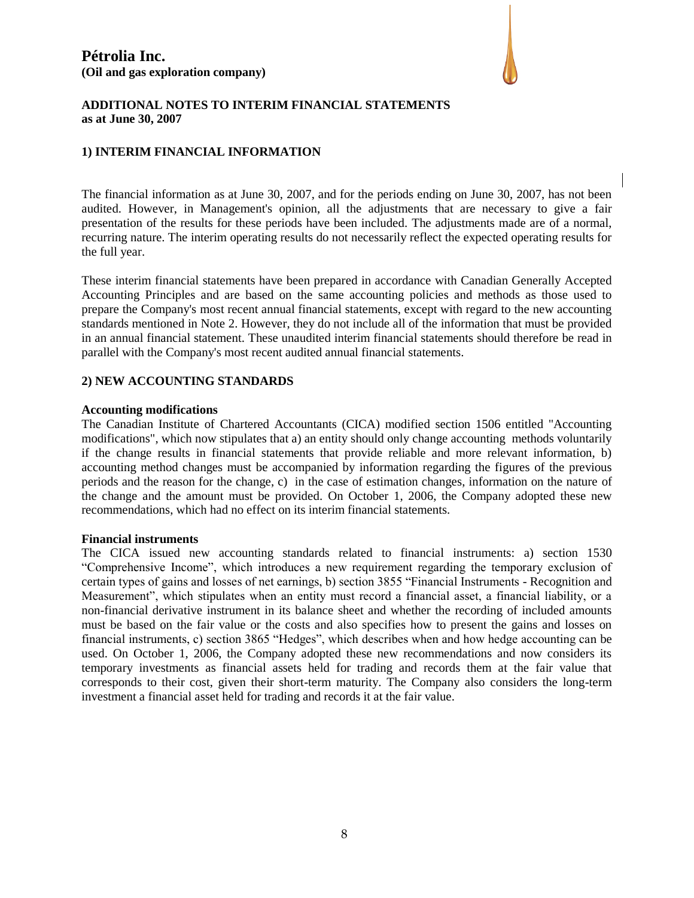# Pétrolia Inc.

**(Oil and gas exploration company)**

## ADDITIONAL NOTES TO INTERIM FINANCIAL STATEMENTS
**as at June 30, 2007**

## 1) INTERIM FINANCIAL INFORMATION

The financial information as at June 30, 2007, and for the periods ending on June 30, 2007, has not been audited. However, in Management's opinion, all the adjustments that are necessary to give a fair presentation of the results for these periods have been included. The adjustments made are of a normal, recurring nature. The interim operating results do not necessarily reflect the expected operating results for the full year.

These interim financial statements have been prepared in accordance with Canadian Generally Accepted Accounting Principles and are based on the same accounting policies and methods as those used to prepare the Company's most recent annual financial statements, except with regard to the new accounting standards mentioned in Note 2. However, they do not include all of the information that must be provided in an annual financial statement. These unaudited interim financial statements should therefore be read in parallel with the Company's most recent audited annual financial statements.

## 2) NEW ACCOUNTING STANDARDS

**Accounting modifications**

The Canadian Institute of Chartered Accountants (CICA) modified section 1506 entitled "Accounting modifications", which now stipulates that a) an entity should only change accounting methods voluntarily if the change results in financial statements that provide reliable and more relevant information, b) accounting method changes must be accompanied by information regarding the figures of the previous periods and the reason for the change, c) in the case of estimation changes, information on the nature of the change and the amount must be provided. On October 1, 2006, the Company adopted these new recommendations, which had no effect on its interim financial statements.

**Financial instruments**

The CICA issued new accounting standards related to financial instruments: a) section 1530 “Comprehensive Income”, which introduces a new requirement regarding the temporary exclusion of certain types of gains and losses of net earnings, b) section 3855 “Financial Instruments - Recognition and Measurement”, which stipulates when an entity must record a financial asset, a financial liability, or a non-financial derivative instrument in its balance sheet and whether the recording of included amounts must be based on the fair value or the costs and also specifies how to present the gains and losses on financial instruments, c) section 3865 “Hedges”, which describes when and how hedge accounting can be used. On October 1, 2006, the Company adopted these new recommendations and now considers its temporary investments as financial assets held for trading and records them at the fair value that corresponds to their cost, given their short-term maturity. The Company also considers the long-term investment a financial asset held for trading and records it at the fair value.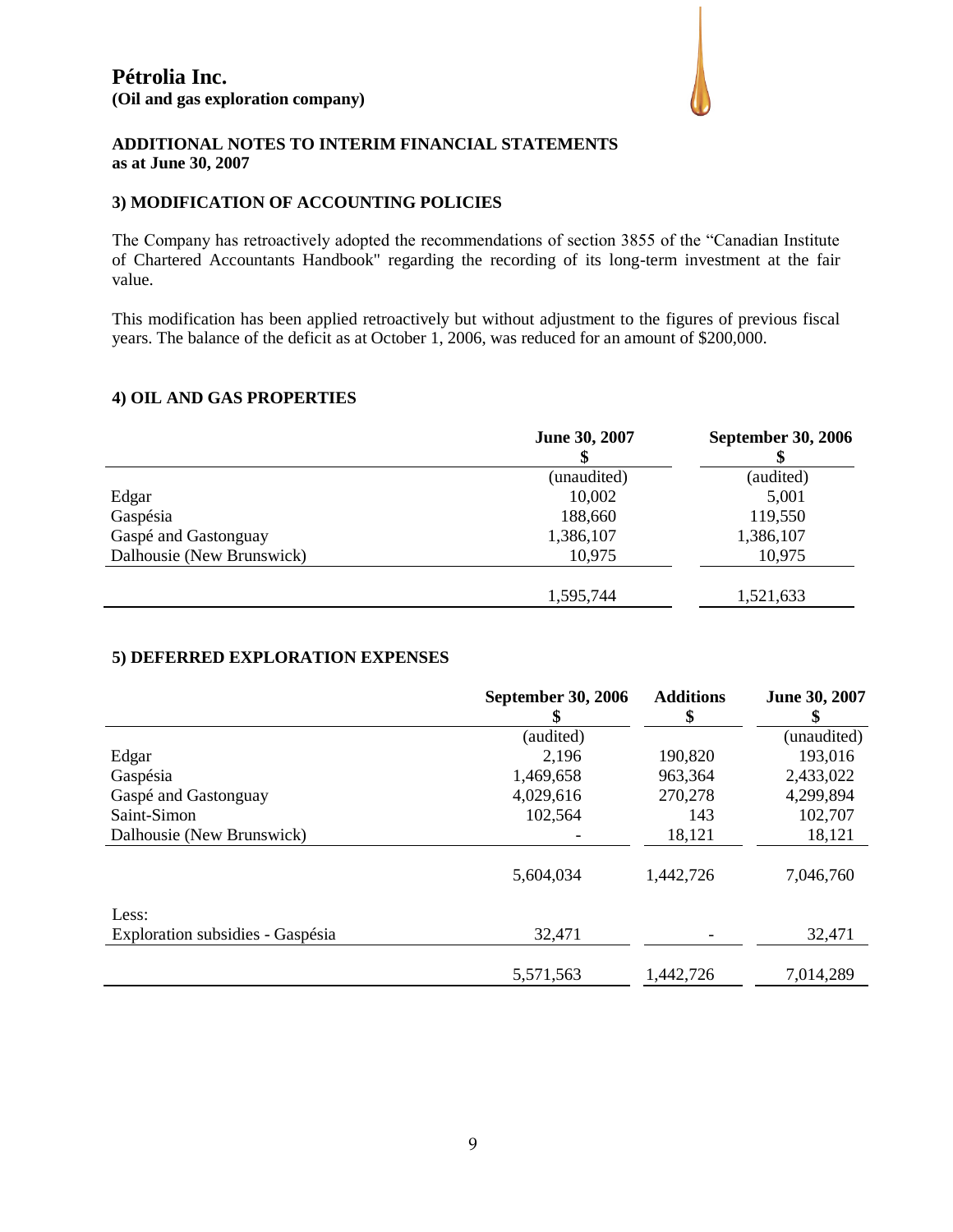# Pétrolia Inc.
**(Oil and gas exploration company)**

**ADDITIONAL NOTES TO INTERIM FINANCIAL STATEMENTS**
**as at June 30, 2007**

## 3) MODIFICATION OF ACCOUNTING POLICIES

The Company has retroactively adopted the recommendations of section 3855 of the "Canadian Institute of Chartered Accountants Handbook" regarding the recording of its long-term investment at the fair value.

This modification has been applied retroactively but without adjustment to the figures of previous fiscal years. The balance of the deficit as at October 1, 2006, was reduced for an amount of $200,000.

## 4) OIL AND GAS PROPERTIES

| | June 30, 2007<br>$ | September 30, 2006<br>$ |
|---|---|---|
| | (unaudited) | (audited) |
| Edgar | 10,002 | 5,001 |
| Gaspésia | 188,660 | 119,550 |
| Gaspé and Gastonguay | 1,386,107 | 1,386,107 |
| Dalhousie (New Brunswick) | 10,975 | 10,975 |
| | 1,595,744 | 1,521,633 |

## 5) DEFERRED EXPLORATION EXPENSES

| | September 30, 2006<br>$ | Additions<br>$ | June 30, 2007<br>$ |
|---|---|---|---|
| | (audited) | | (unaudited) |
| Edgar | 2,196 | 190,820 | 193,016 |
| Gaspésia | 1,469,658 | 963,364 | 2,433,022 |
| Gaspé and Gastonguay | 4,029,616 | 270,278 | 4,299,894 |
| Saint-Simon | 102,564 | 143 | 102,707 |
| Dalhousie (New Brunswick) | - | 18,121 | 18,121 |
| | 5,604,034 | 1,442,726 | 7,046,760 |
| Less: | | | |
| Exploration subsidies - Gaspésia | 32,471 | - | 32,471 |
| | 5,571,563 | 1,442,726 | 7,014,289 |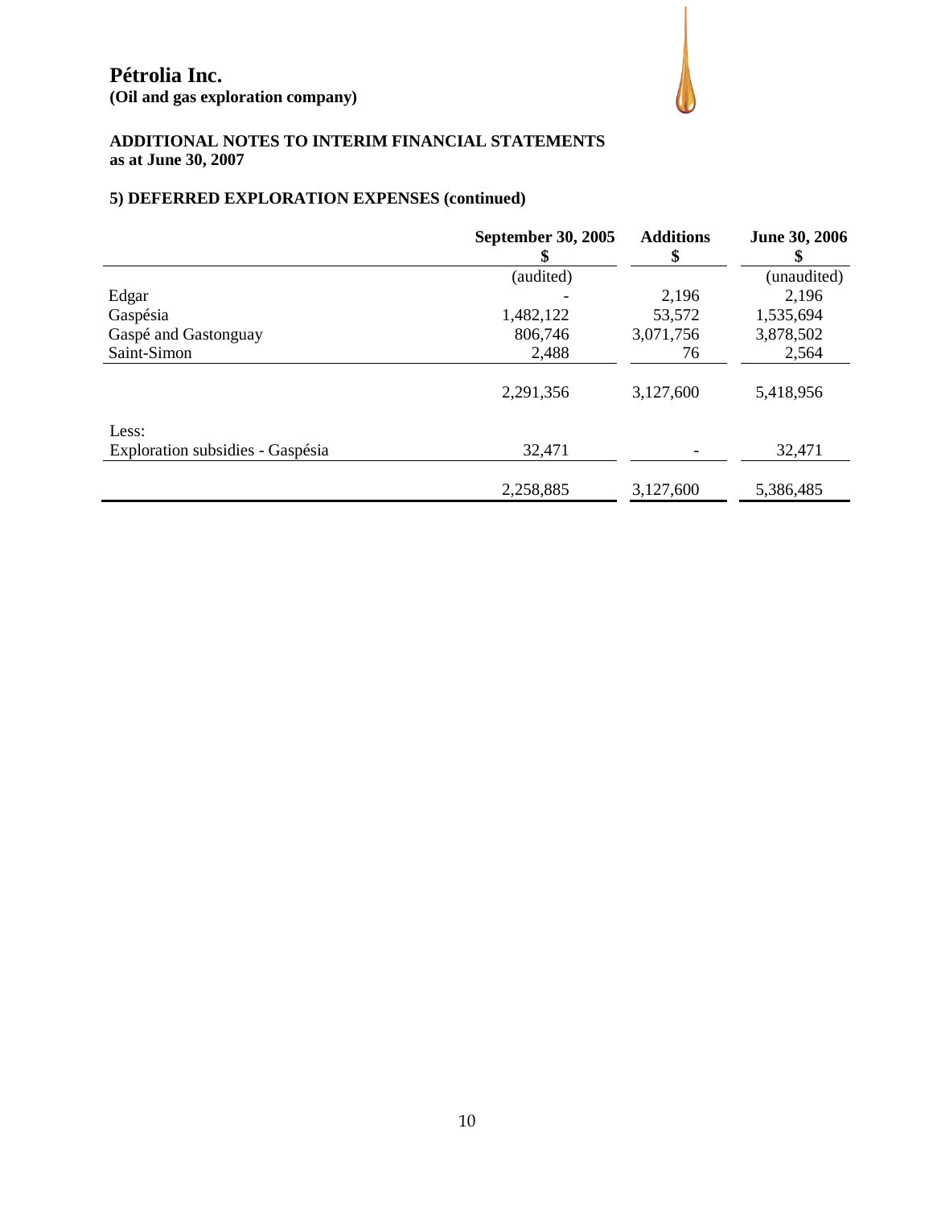# Pétrolia Inc.

**(Oil and gas exploration company)**

## ADDITIONAL NOTES TO INTERIM FINANCIAL STATEMENTS
**as at June 30, 2007**

### 5) DEFERRED EXPLORATION EXPENSES (continued)

| | September 30, 2005<br>$ | Additions<br>$ | June 30, 2006<br>$ |
|---|---|---|---|
| | (audited) | | (unaudited) |
| Edgar | - | 2,196 | 2,196 |
| Gaspésia | 1,482,122 | 53,572 | 1,535,694 |
| Gaspé and Gastonguay | 806,746 | 3,071,756 | 3,878,502 |
| Saint-Simon | 2,488 | 76 | 2,564 |
| | 2,291,356 | 3,127,600 | 5,418,956 |
| Less: | | | |
| Exploration subsidies - Gaspésia | 32,471 | - | 32,471 |
| | 2,258,885 | 3,127,600 | 5,386,485 |